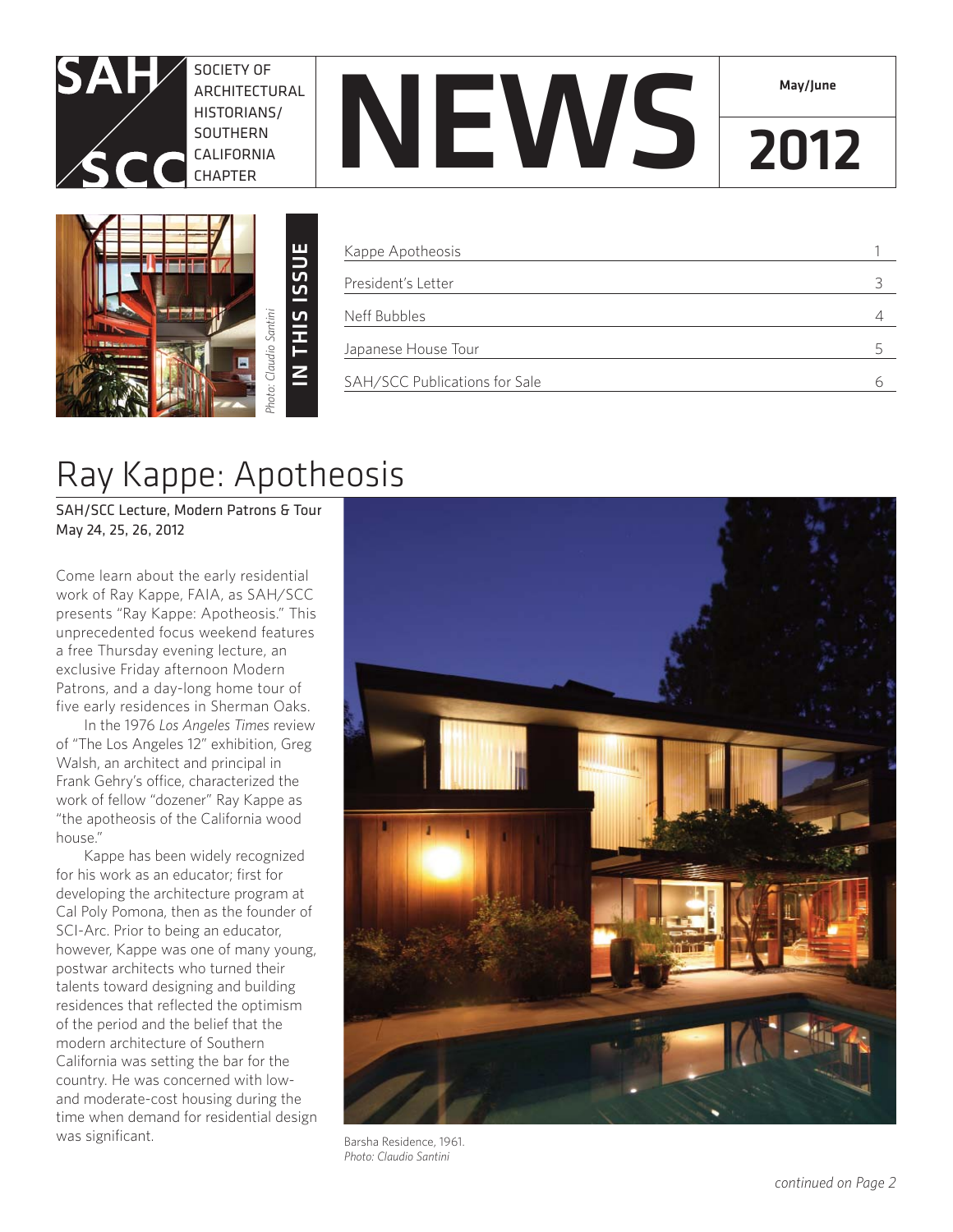SAH/SCC SOCIETY OF ARCHITECTURAL HISTORIANS/ SOUTHERN CALIFORNIA CHAPTER

# NEWS

**May/June**

**2012**

*Photo: Claudio Santini*

**IN THIS ISSUE**

| | |
|---|---|
| Kappe Apotheosis | 1 |
| President's Letter | 3 |
| Neff Bubbles | 4 |
| Japanese House Tour | 5 |
| SAH/SCC Publications for Sale | 6 |

# Ray Kappe: Apotheosis

SAH/SCC Lecture, Modern Patrons & Tour
May 24, 25, 26, 2012

Come learn about the early residential work of Ray Kappe, FAIA, as SAH/SCC presents "Ray Kappe: Apotheosis." This unprecedented focus weekend features a free Thursday evening lecture, an exclusive Friday afternoon Modern Patrons, and a day-long home tour of five early residences in Sherman Oaks.

In the 1976 *Los Angeles Times* review of "The Los Angeles 12" exhibition, Greg Walsh, an architect and principal in Frank Gehry's office, characterized the work of fellow "dozener" Ray Kappe as "the apotheosis of the California wood house."

Kappe has been widely recognized for his work as an educator; first for developing the architecture program at Cal Poly Pomona, then as the founder of SCI-Arc. Prior to being an educator, however, Kappe was one of many young, postwar architects who turned their talents toward designing and building residences that reflected the optimism of the period and the belief that the modern architecture of Southern California was setting the bar for the country. He was concerned with low- and moderate-cost housing during the time when demand for residential design was significant.

Barsha Residence, 1961.
*Photo: Claudio Santini*

*continued on Page 2*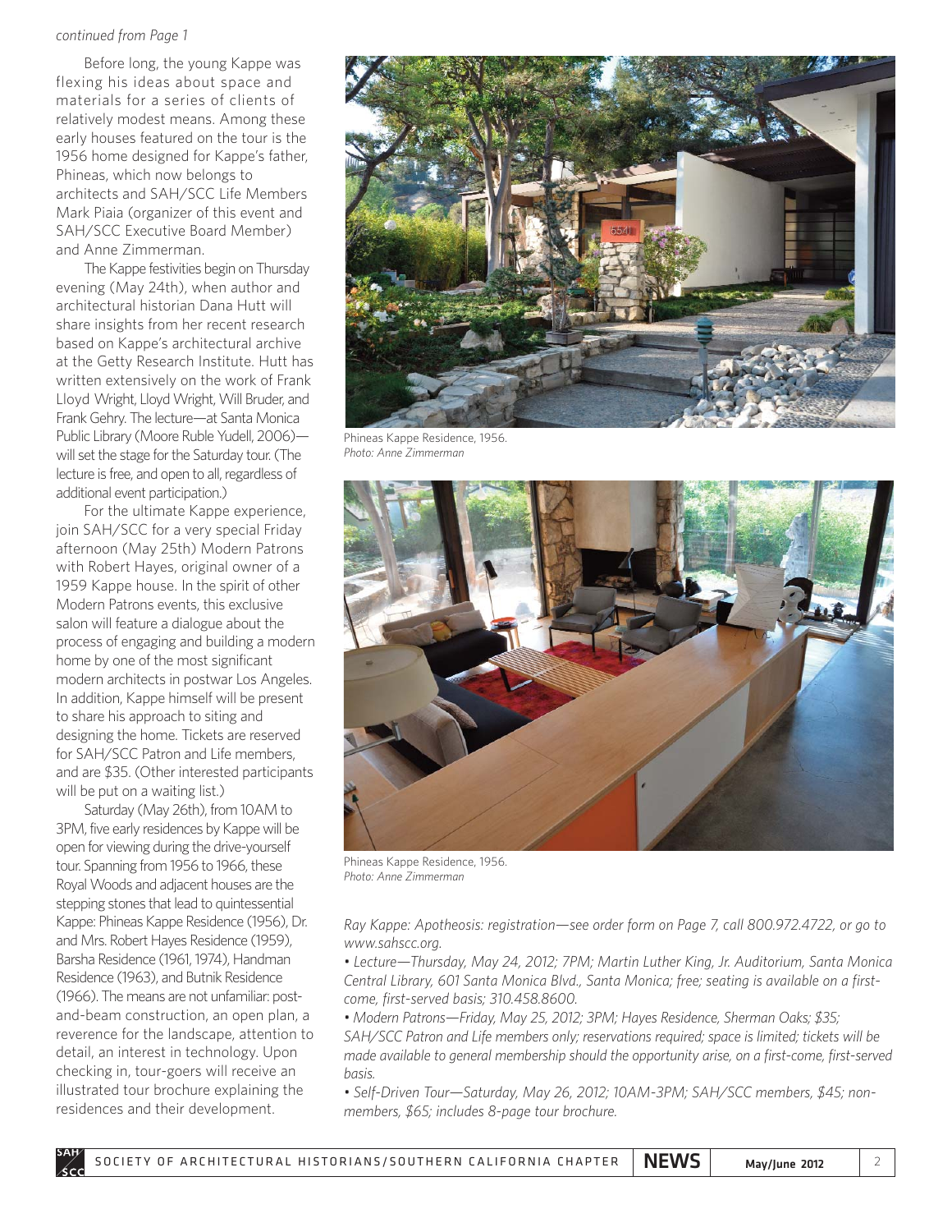*continued from Page 1*

Before long, the young Kappe was flexing his ideas about space and materials for a series of clients of relatively modest means. Among these early houses featured on the tour is the 1956 home designed for Kappe's father, Phineas, which now belongs to architects and SAH/SCC Life Members Mark Piaia (organizer of this event and SAH/SCC Executive Board Member) and Anne Zimmerman.

The Kappe festivities begin on Thursday evening (May 24th), when author and architectural historian Dana Hutt will share insights from her recent research based on Kappe's architectural archive at the Getty Research Institute. Hutt has written extensively on the work of Frank Lloyd Wright, Lloyd Wright, Will Bruder, and Frank Gehry. The lecture—at Santa Monica Public Library (Moore Ruble Yudell, 2006)—will set the stage for the Saturday tour. (The lecture is free, and open to all, regardless of additional event participation.)

For the ultimate Kappe experience, join SAH/SCC for a very special Friday afternoon (May 25th) Modern Patrons with Robert Hayes, original owner of a 1959 Kappe house. In the spirit of other Modern Patrons events, this exclusive salon will feature a dialogue about the process of engaging and building a modern home by one of the most significant modern architects in postwar Los Angeles. In addition, Kappe himself will be present to share his approach to siting and designing the home. Tickets are reserved for SAH/SCC Patron and Life members, and are $35. (Other interested participants will be put on a waiting list.)

Saturday (May 26th), from 10AM to 3PM, five early residences by Kappe will be open for viewing during the drive-yourself tour. Spanning from 1956 to 1966, these Royal Woods and adjacent houses are the stepping stones that lead to quintessential Kappe: Phineas Kappe Residence (1956), Dr. and Mrs. Robert Hayes Residence (1959), Barsha Residence (1961, 1974), Handman Residence (1963), and Butnik Residence (1966). The means are not unfamiliar: post-and-beam construction, an open plan, a reverence for the landscape, attention to detail, an interest in technology. Upon checking in, tour-goers will receive an illustrated tour brochure explaining the residences and their development.

Phineas Kappe Residence, 1956.
*Photo: Anne Zimmerman*

Phineas Kappe Residence, 1956.
*Photo: Anne Zimmerman*

*Ray Kappe: Apotheosis: registration—see order form on Page 7, call 800.972.4722, or go to www.sahscc.org.*

- *Lecture—Thursday, May 24, 2012; 7PM; Martin Luther King, Jr. Auditorium, Santa Monica Central Library, 601 Santa Monica Blvd., Santa Monica; free; seating is available on a first-come, first-served basis; 310.458.8600.*
- *Modern Patrons—Friday, May 25, 2012; 3PM; Hayes Residence, Sherman Oaks; $35; SAH/SCC Patron and Life members only; reservations required; space is limited; tickets will be made available to general membership should the opportunity arise, on a first-come, first-served basis.*
- *Self-Driven Tour—Saturday, May 26, 2012; 10AM-3PM; SAH/SCC members, $45; non-members, $65; includes 8-page tour brochure.*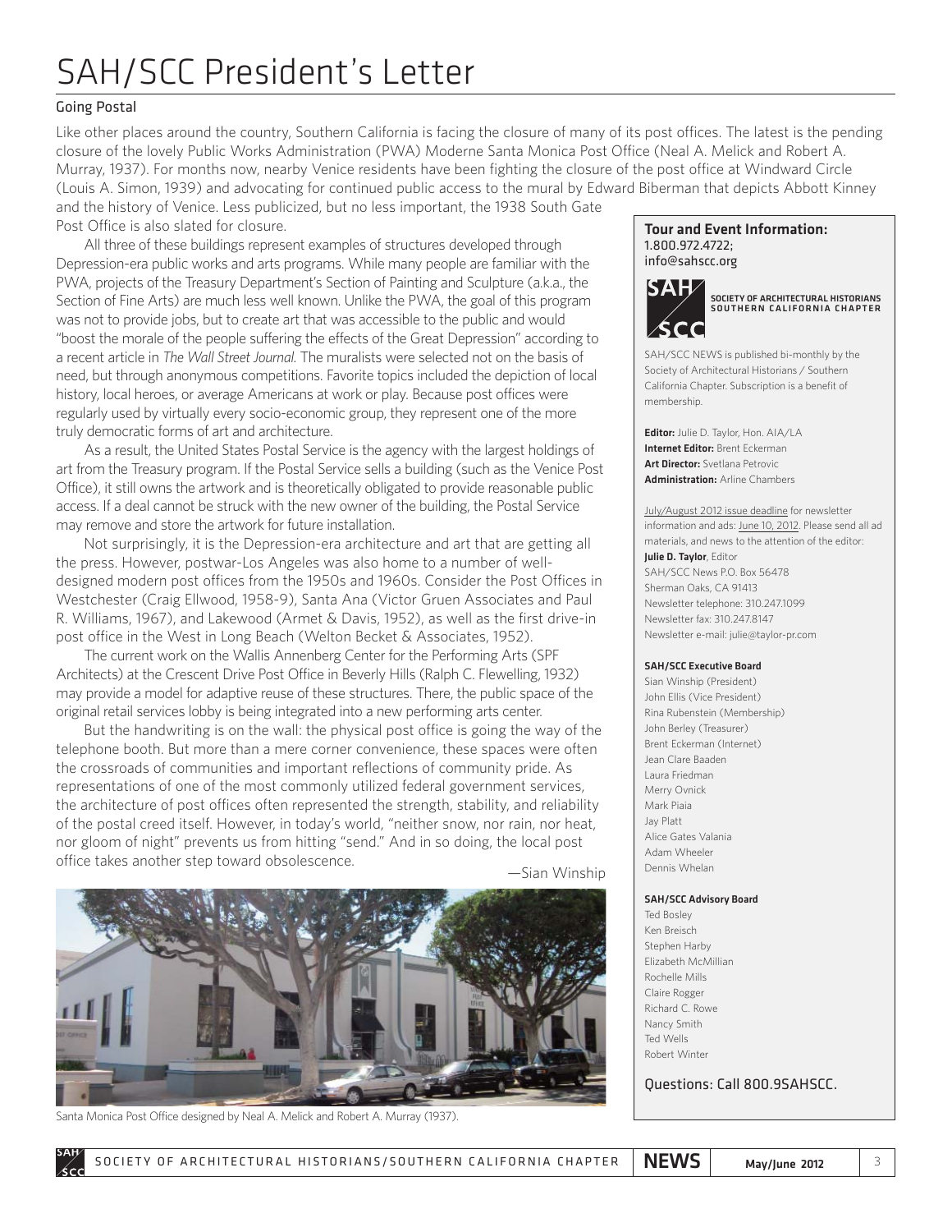# SAH/SCC President's Letter

## Going Postal

Like other places around the country, Southern California is facing the closure of many of its post offices. The latest is the pending closure of the lovely Public Works Administration (PWA) Moderne Santa Monica Post Office (Neal A. Melick and Robert A. Murray, 1937). For months now, nearby Venice residents have been fighting the closure of the post office at Windward Circle (Louis A. Simon, 1939) and advocating for continued public access to the mural by Edward Biberman that depicts Abbott Kinney and the history of Venice. Less publicized, but no less important, the 1938 South Gate Post Office is also slated for closure.

All three of these buildings represent examples of structures developed through Depression-era public works and arts programs. While many people are familiar with the PWA, projects of the Treasury Department's Section of Painting and Sculpture (a.k.a., the Section of Fine Arts) are much less well known. Unlike the PWA, the goal of this program was not to provide jobs, but to create art that was accessible to the public and would "boost the morale of the people suffering the effects of the Great Depression" according to a recent article in *The Wall Street Journal.* The muralists were selected not on the basis of need, but through anonymous competitions. Favorite topics included the depiction of local history, local heroes, or average Americans at work or play. Because post offices were regularly used by virtually every socio-economic group, they represent one of the more truly democratic forms of art and architecture.

As a result, the United States Postal Service is the agency with the largest holdings of art from the Treasury program. If the Postal Service sells a building (such as the Venice Post Office), it still owns the artwork and is theoretically obligated to provide reasonable public access. If a deal cannot be struck with the new owner of the building, the Postal Service may remove and store the artwork for future installation.

Not surprisingly, it is the Depression-era architecture and art that are getting all the press. However, postwar-Los Angeles was also home to a number of well-designed modern post offices from the 1950s and 1960s. Consider the Post Offices in Westchester (Craig Ellwood, 1958-9), Santa Ana (Victor Gruen Associates and Paul R. Williams, 1967), and Lakewood (Armet & Davis, 1952), as well as the first drive-in post office in the West in Long Beach (Welton Becket & Associates, 1952).

The current work on the Wallis Annenberg Center for the Performing Arts (SPF Architects) at the Crescent Drive Post Office in Beverly Hills (Ralph C. Flewelling, 1932) may provide a model for adaptive reuse of these structures. There, the public space of the original retail services lobby is being integrated into a new performing arts center.

But the handwriting is on the wall: the physical post office is going the way of the telephone booth. But more than a mere corner convenience, these spaces were often the crossroads of communities and important reflections of community pride. As representations of one of the most commonly utilized federal government services, the architecture of post offices often represented the strength, stability, and reliability of the postal creed itself. However, in today's world, "neither snow, nor rain, nor heat, nor gloom of night" prevents us from hitting "send." And in so doing, the local post office takes another step toward obsolescence.

—Sian Winship

Santa Monica Post Office designed by Neal A. Melick and Robert A. Murray (1937).

**Tour and Event Information:**
1.800.972.4722;
info@sahscc.org

SOCIETY OF ARCHITECTURAL HISTORIANS SOUTHERN CALIFORNIA CHAPTER

SAH/SCC NEWS is published bi-monthly by the Society of Architectural Historians / Southern California Chapter. Subscription is a benefit of membership.

**Editor:** Julie D. Taylor, Hon. AIA/LA
**Internet Editor:** Brent Eckerman
**Art Director:** Svetlana Petrovic
**Administration:** Arline Chambers

July/August 2012 issue deadline for newsletter information and ads: June 10, 2012. Please send all ad materials, and news to the attention of the editor:
**Julie D. Taylor**, Editor
SAH/SCC News P.O. Box 56478
Sherman Oaks, CA 91413
Newsletter telephone: 310.247.1099
Newsletter fax: 310.247.8147
Newsletter e-mail: julie@taylor-pr.com

**SAH/SCC Executive Board**
Sian Winship (President)
John Ellis (Vice President)
Rina Rubenstein (Membership)
John Berley (Treasurer)
Brent Eckerman (Internet)
Jean Clare Baaden
Laura Friedman
Merry Ovnick
Mark Piaia
Jay Platt
Alice Gates Valania
Adam Wheeler
Dennis Whelan

**SAH/SCC Advisory Board**
Ted Bosley
Ken Breisch
Stephen Harby
Elizabeth McMillian
Rochelle Mills
Claire Rogger
Richard C. Rowe
Nancy Smith
Ted Wells
Robert Winter

Questions: Call 800.9SAHSCC.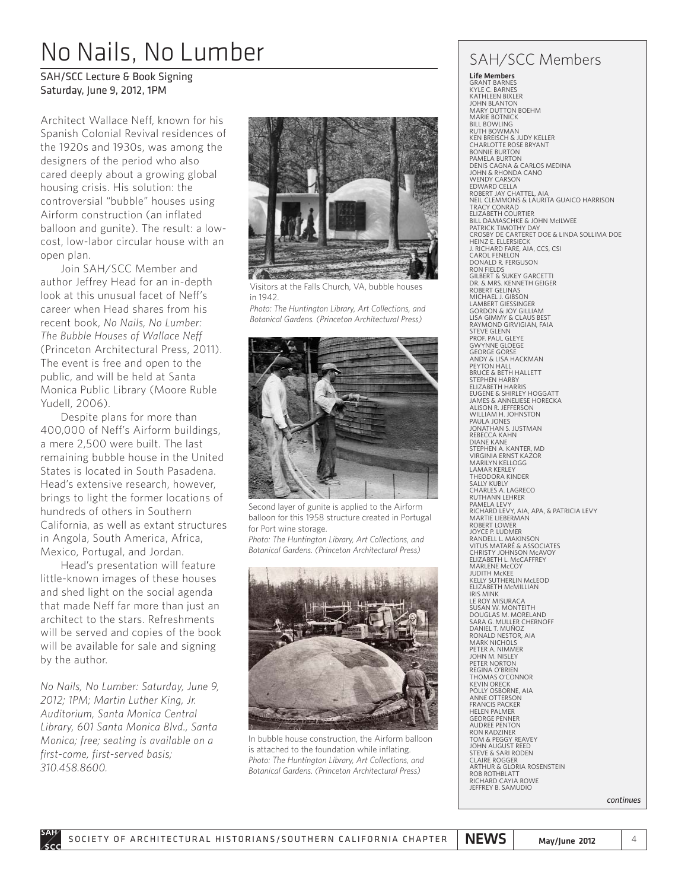# No Nails, No Lumber

SAH/SCC Lecture & Book Signing
Saturday, June 9, 2012, 1PM

Architect Wallace Neff, known for his Spanish Colonial Revival residences of the 1920s and 1930s, was among the designers of the period who also cared deeply about a growing global housing crisis. His solution: the controversial "bubble" houses using Airform construction (an inflated balloon and gunite). The result: a low-cost, low-labor circular house with an open plan.

Join SAH/SCC Member and author Jeffrey Head for an in-depth look at this unusual facet of Neff's career when Head shares from his recent book, *No Nails, No Lumber: The Bubble Houses of Wallace Neff* (Princeton Architectural Press, 2011). The event is free and open to the public, and will be held at Santa Monica Public Library (Moore Ruble Yudell, 2006).

Despite plans for more than 400,000 of Neff's Airform buildings, a mere 2,500 were built. The last remaining bubble house in the United States is located in South Pasadena. Head's extensive research, however, brings to light the former locations of hundreds of others in Southern California, as well as extant structures in Angola, South America, Africa, Mexico, Portugal, and Jordan.

Head's presentation will feature little-known images of these houses and shed light on the social agenda that made Neff far more than just an architect to the stars. Refreshments will be served and copies of the book will be available for sale and signing by the author.

*No Nails, No Lumber: Saturday, June 9, 2012; 1PM; Martin Luther King, Jr. Auditorium, Santa Monica Central Library, 601 Santa Monica Blvd., Santa Monica; free; seating is available on a first-come, first-served basis; 310.458.8600.*

Visitors at the Falls Church, VA, bubble houses in 1942.
*Photo: The Huntington Library, Art Collections, and Botanical Gardens. (Princeton Architectural Press)*

Second layer of gunite is applied to the Airform balloon for this 1958 structure created in Portugal for Port wine storage.
*Photo: The Huntington Library, Art Collections, and Botanical Gardens. (Princeton Architectural Press)*

In bubble house construction, the Airform balloon is attached to the foundation while inflating.
*Photo: The Huntington Library, Art Collections, and Botanical Gardens. (Princeton Architectural Press)*

## SAH/SCC Members

**Life Members**

GRANT BARNES
KYLE C. BARNES
KATHLEEN BIXLER
JOHN BLANTON
MARY DUTTON BOEHM
MARIE BOTNICK
BILL BOWLING
RUTH BOWMAN
KEN BREISCH & JUDY KELLER
CHARLOTTE ROSE BRYANT
BONNIE BURTON
PAMELA BURTON
DENIS CAGNA & CARLOS MEDINA
JOHN & RHONDA CANO
WENDY CARSON
EDWARD CELLA
ROBERT JAY CHATTEL, AIA
NEIL CLEMMONS & LAURITA GUAICO HARRISON
TRACY CONRAD
ELIZABETH COURTIER
BILL DAMASCHKE & JOHN McILWEE
PATRICK TIMOTHY DAY
CROSBY DE CARTERET DOE & LINDA SOLLIMA DOE
HEINZ E. ELLERSIECK
J. RICHARD FARE, AIA, CCS, CSI
CAROL FENELON
DONALD R. FERGUSON
RON FIELDS
GILBERT & SUKEY GARCETTI
DR. & MRS. KENNETH GEIGER
ROBERT GELINAS
MICHAEL J. GIBSON
LAMBERT GIESSINGER
GORDON & JOY GILLIAM
LISA GIMMY & CLAUS BEST
RAYMOND GIRVIGIAN, FAIA
STEVE GLENN
PROF. PAUL GLEYE
GWYNNE GLOEGE
GEORGE GORSE
ANDY & LISA HACKMAN
PEYTON HALL
BRUCE & BETH HALLETT
STEPHEN HARBY
ELIZABETH HARRIS
EUGENE & SHIRLEY HOGGATT
JAMES & ANNELIESE HORECKA
ALISON R. JEFFERSON
WILLIAM H. JOHNSTON
PAULA JONES
JONATHAN S. JUSTMAN
REBECCA KAHN
DIANE KANE
STEPHEN A. KANTER, MD
VIRGINIA ERNST KAZOR
MARILYN KELLOGG
LAMAR KERLEY
THEODORA KINDER
SALLY KUBLY
CHARLES A. LAGRECO
RUTHANN LEHRER
PAMELA LEVY
RICHARD LEVY, AIA, APA, & PATRICIA LEVY
MARTIE LIEBERMAN
ROBERT LOWER
JOYCE P. LUDMER
RANDELL L. MAKINSON
VITUS MATARÉ & ASSOCIATES
CHRISTY JOHNSON McAVOY
ELIZABETH L. McCAFFREY
MARLENE McCOY
JUDITH McKEE
KELLY SUTHERLIN McLEOD
ELIZABETH McMILLIAN
IRIS MINK
LE ROY MISURACA
SUSAN W. MONTEITH
DOUGLAS M. MORELAND
SARA G. MULLER CHERNOFF
DANIEL T. MUÑOZ
RONALD NESTOR, AIA
MARK NICHOLS
PETER A. NIMMER
JOHN M. NISLEY
PETER NORTON
REGINA O'BRIEN
THOMAS O'CONNOR
KEVIN ORECK
POLLY OSBORNE, AIA
ANNE OTTERSON
FRANCIS PACKER
HELEN PALMER
GEORGE PENNER
AUDREE PENTON
RON RADZINER
TOM & PEGGY REAVEY
JOHN AUGUST REED
STEVE & SARI RODEN
CLAIRE ROGGER
ARTHUR & GLORIA ROSENSTEIN
ROB ROTHBLATT
RICHARD CAYIA ROWE
JEFFREY B. SAMUDIO

*continues*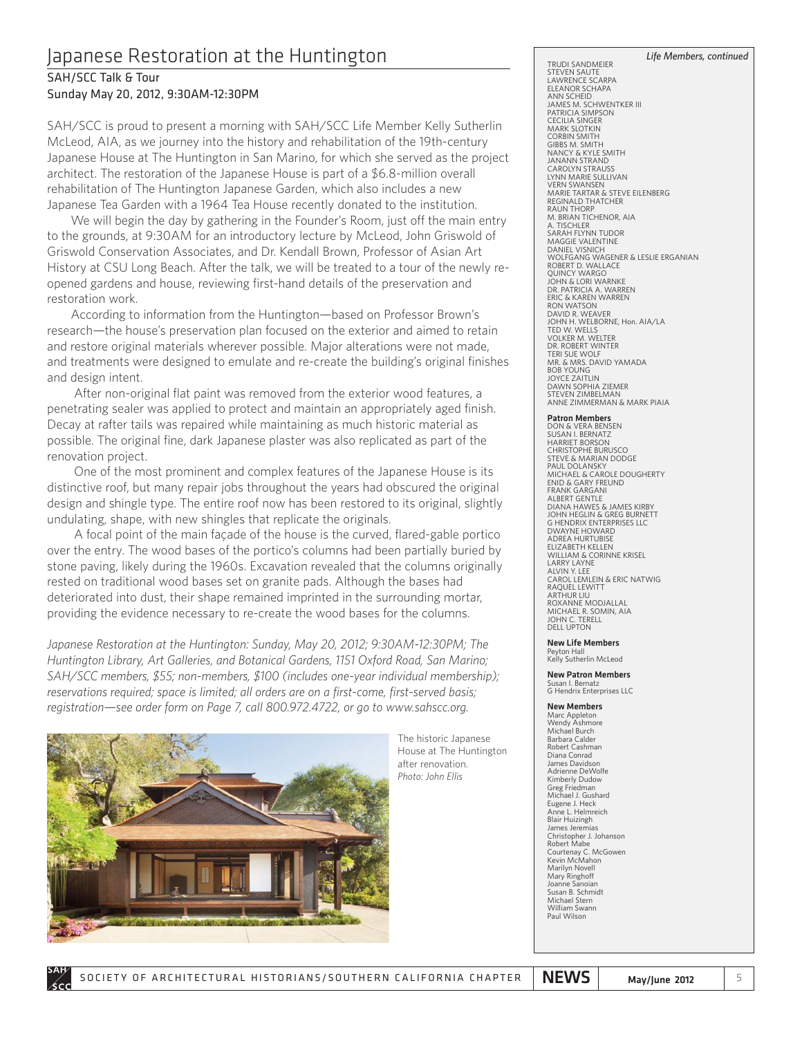# Japanese Restoration at the Huntington

## SAH/SCC Talk & Tour

## Sunday May 20, 2012, 9:30AM-12:30PM

SAH/SCC is proud to present a morning with SAH/SCC Life Member Kelly Sutherlin McLeod, AIA, as we journey into the history and rehabilitation of the 19th-century Japanese House at The Huntington in San Marino, for which she served as the project architect. The restoration of the Japanese House is part of a $6.8-million overall rehabilitation of The Huntington Japanese Garden, which also includes a new Japanese Tea Garden with a 1964 Tea House recently donated to the institution.

We will begin the day by gathering in the Founder's Room, just off the main entry to the grounds, at 9:30AM for an introductory lecture by McLeod, John Griswold of Griswold Conservation Associates, and Dr. Kendall Brown, Professor of Asian Art History at CSU Long Beach. After the talk, we will be treated to a tour of the newly re-opened gardens and house, reviewing first-hand details of the preservation and restoration work.

According to information from the Huntington—based on Professor Brown's research—the house's preservation plan focused on the exterior and aimed to retain and restore original materials wherever possible. Major alterations were not made, and treatments were designed to emulate and re-create the building's original finishes and design intent.

After non-original flat paint was removed from the exterior wood features, a penetrating sealer was applied to protect and maintain an appropriately aged finish. Decay at rafter tails was repaired while maintaining as much historic material as possible. The original fine, dark Japanese plaster was also replicated as part of the renovation project.

One of the most prominent and complex features of the Japanese House is its distinctive roof, but many repair jobs throughout the years had obscured the original design and shingle type. The entire roof now has been restored to its original, slightly undulating, shape, with new shingles that replicate the originals.

A focal point of the main façade of the house is the curved, flared-gable portico over the entry. The wood bases of the portico's columns had been partially buried by stone paving, likely during the 1960s. Excavation revealed that the columns originally rested on traditional wood bases set on granite pads. Although the bases had deteriorated into dust, their shape remained imprinted in the surrounding mortar, providing the evidence necessary to re-create the wood bases for the columns.

*Japanese Restoration at the Huntington: Sunday, May 20, 2012; 9:30AM-12:30PM; The Huntington Library, Art Galleries, and Botanical Gardens, 1151 Oxford Road, San Marino; SAH/SCC members, $55; non-members, $100 (includes one-year individual membership); reservations required; space is limited; all orders are on a first-come, first-served basis; registration—see order form on Page 7, call 800.972.4722, or go to www.sahscc.org.*

The historic Japanese House at The Huntington after renovation. *Photo: John Ellis*

*Life Members, continued*

TRUDI SANDMEIER
STEVEN SAUTE
LAWRENCE SCARPA
ELEANOR SCHAPA
ANN SCHEID
JAMES M. SCHWENTKER III
PATRICIA SIMPSON
CECILIA SINGER
MARK SLOTKIN
CORBIN SMITH
GIBBS M. SMITH
NANCY & KYLE SMITH
JANANN STRAND
CAROLYN STRAUSS
LYNN MARIE SULLIVAN
VERN SWANSEN
MARIE TARTAR & STEVE EILENBERG
REGINALD THATCHER
RAUN THORP
M. BRIAN TICHENOR, AIA
A. TISCHLER
SARAH FLYNN TUDOR
MAGGIE VALENTINE
DANIEL VISNICH
WOLFGANG WAGENER & LESLIE ERGANIAN
ROBERT D. WALLACE
QUINCY WARGO
JOHN & LORI WARNKE
DR. PATRICIA A. WARREN
ERIC & KAREN WARREN
RON WATSON
DAVID R. WEAVER
JOHN H. WELBORNE, Hon. AIA/LA
TED W. WELLS
VOLKER M. WELTER
DR. ROBERT WINTER
TERI SUE WOLF
MR. & MRS. DAVID YAMADA
BOB YOUNG
JOYCE ZAITLIN
DAWN SOPHIA ZIEMER
STEVEN ZIMBELMAN
ANNE ZIMMERMAN & MARK PIAIA

**Patron Members**

DON & VERA BENSEN
SUSAN I. BERNATZ
HARRIET BORSON
CHRISTOPHE BURUSCO
STEVE & MARIAN DODGE
PAUL DOLANSKY
MICHAEL & CAROLE DOUGHERTY
ENID & GARY FREUND
FRANK GARGANI
ALBERT GENTLE
DIANA HAWES & JAMES KIRBY
JOHN HEGLIN & GREG BURNETT
G HENDRIX ENTERPRISES LLC
DWAYNE HOWARD
ADREA HURTUBISE
ELIZABETH KELLEN
WILLIAM & CORINNE KRISEL
LARRY LAYNE
ALVIN Y. LEE
CAROL LEMLEIN & ERIC NATWIG
RAQUEL LEWITT
ARTHUR LIU
ROXANNE MODJALLAL
MICHAEL R. SOMIN, AIA
JOHN C. TERELL
DELL UPTON

**New Life Members**

Peyton Hall
Kelly Sutherlin McLeod

**New Patron Members**

Susan I. Bernatz
G Hendrix Enterprises LLC

**New Members**

Marc Appleton
Wendy Ashmore
Michael Burch
Barbara Calder
Robert Cashman
Diana Conrad
James Davidson
Adrienne DeWolfe
Kimberly Dudow
Greg Friedman
Michael J. Gushard
Eugene J. Heck
Anne L. Helmreich
Blair Huizingh
James Jeremias
Christopher J. Johanson
Robert Mabe
Courtenay C. McGowen
Kevin McMahon
Marilyn Novell
Mary Ringhoff
Joanne Sanoian
Susan B. Schmidt
Michael Stern
William Swann
Paul Wilson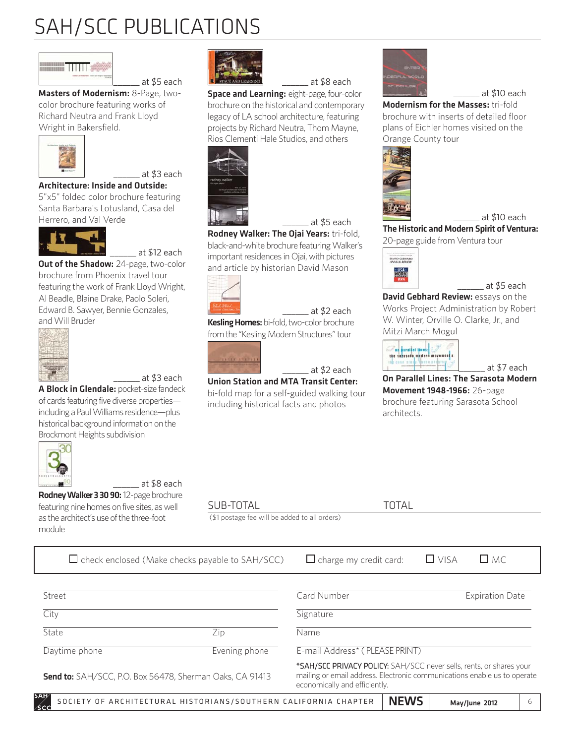# SAH/SCC PUBLICATIONS

______ at $5 each
**Masters of Modernism:** 8-Page, two-color brochure featuring works of Richard Neutra and Frank Lloyd Wright in Bakersfield.

______ at $3 each
**Architecture: Inside and Outside:** 5"x5" folded color brochure featuring Santa Barbara's Lotusland, Casa del Herrero, and Val Verde

______ at $12 each
**Out of the Shadow:** 24-page, two-color brochure from Phoenix travel tour featuring the work of Frank Lloyd Wright, Al Beadle, Blaine Drake, Paolo Soleri, Edward B. Sawyer, Bennie Gonzales, and Will Bruder

______ at $3 each
**A Block in Glendale:** pocket-size fandeck of cards featuring five diverse properties—including a Paul Williams residence—plus historical background information on the Brockmont Heights subdivision

______ at $8 each
**Rodney Walker 3 30 90:** 12-page brochure featuring nine homes on five sites, as well as the architect's use of the three-foot module

______ at $8 each
**Space and Learning:** eight-page, four-color brochure on the historical and contemporary legacy of LA school architecture, featuring projects by Richard Neutra, Thom Mayne, Rios Clementi Hale Studios, and others

______ at $5 each
**Rodney Walker: The Ojai Years:** tri-fold, black-and-white brochure featuring Walker's important residences in Ojai, with pictures and article by historian David Mason

______ at $2 each
**Kesling Homes:** bi-fold, two-color brochure from the "Kesling Modern Structures" tour

______ at $2 each
**Union Station and MTA Transit Center:** bi-fold map for a self-guided walking tour including historical facts and photos

______ at $10 each
**Modernism for the Masses:** tri-fold brochure with inserts of detailed floor plans of Eichler homes visited on the Orange County tour

______ at $10 each
**The Historic and Modern Spirit of Ventura:** 20-page guide from Ventura tour

______ at $5 each
**David Gebhard Review:** essays on the Works Project Administration by Robert W. Winter, Orville O. Clarke, Jr., and Mitzi March Mogul

______ at $7 each
**On Parallel Lines: The Sarasota Modern Movement 1948-1966:** 26-page brochure featuring Sarasota School architects.

SUB-TOTAL ______ TOTAL ______

($1 postage fee will be added to all orders)

☐ check enclosed (Make checks payable to SAH/SCC) ☐ charge my credit card: ☐ VISA ☐ MC

Street ______

City ______

State ______ Zip ______

Daytime phone ______ Evening phone ______

**Send to:** SAH/SCC, P.O. Box 56478, Sherman Oaks, CA 91413

Card Number ______ Expiration Date ______

Signature ______

Name ______

E-mail Address* ( PLEASE PRINT) ______

***SAH/SCC PRIVACY POLICY:** SAH/SCC never sells, rents, or shares your mailing or email address. Electronic communications enable us to operate economically and efficiently.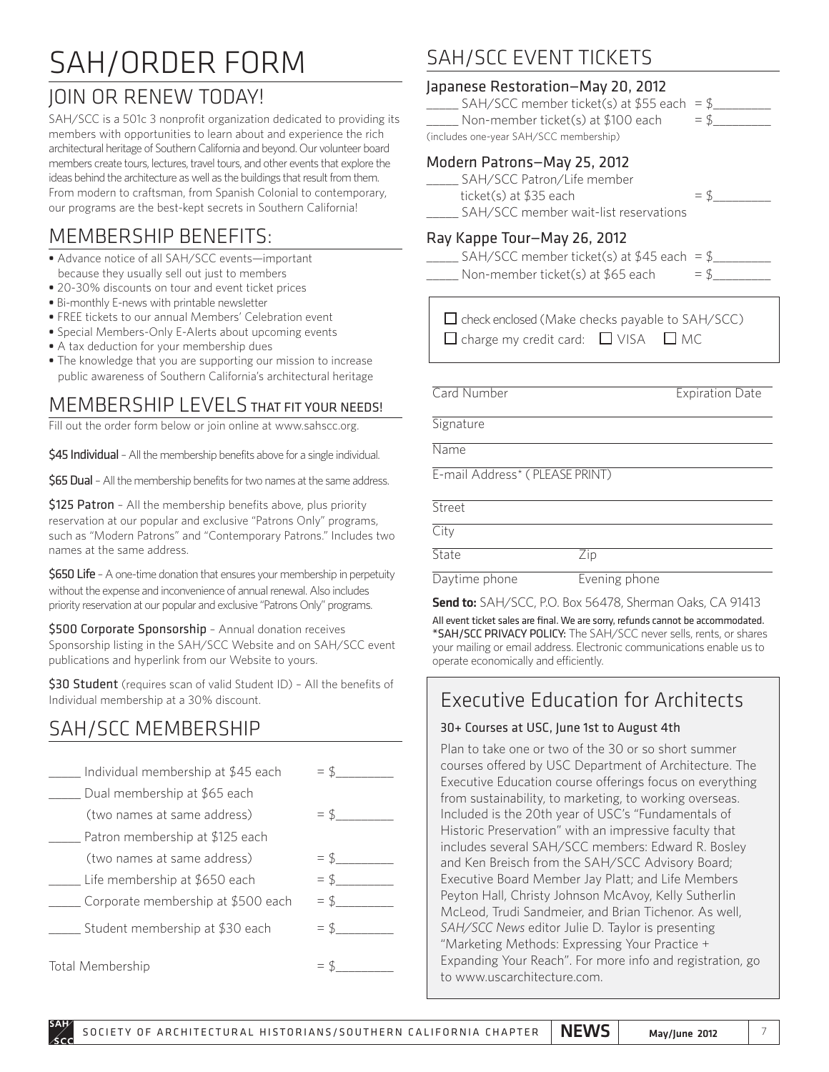# SAH/ORDER FORM

## JOIN OR RENEW TODAY!

SAH/SCC is a 501c 3 nonprofit organization dedicated to providing its members with opportunities to learn about and experience the rich architectural heritage of Southern California and beyond. Our volunteer board members create tours, lectures, travel tours, and other events that explore the ideas behind the architecture as well as the buildings that result from them. From modern to craftsman, from Spanish Colonial to contemporary, our programs are the best-kept secrets in Southern California!

## MEMBERSHIP BENEFITS:

- Advance notice of all SAH/SCC events—important because they usually sell out just to members
- 20-30% discounts on tour and event ticket prices
- Bi-monthly E-news with printable newsletter
- FREE tickets to our annual Members' Celebration event
- Special Members-Only E-Alerts about upcoming events
- A tax deduction for your membership dues
- The knowledge that you are supporting our mission to increase public awareness of Southern California's architectural heritage

## MEMBERSHIP LEVELS THAT FIT YOUR NEEDS!

Fill out the order form below or join online at www.sahscc.org.

**$45 Individual** – All the membership benefits above for a single individual.

**$65 Dual** – All the membership benefits for two names at the same address.

**$125 Patron** – All the membership benefits above, plus priority reservation at our popular and exclusive "Patrons Only" programs, such as "Modern Patrons" and "Contemporary Patrons." Includes two names at the same address.

**$650 Life** – A one-time donation that ensures your membership in perpetuity without the expense and inconvenience of annual renewal. Also includes priority reservation at our popular and exclusive "Patrons Only" programs.

**$500 Corporate Sponsorship** – Annual donation receives Sponsorship listing in the SAH/SCC Website and on SAH/SCC event publications and hyperlink from our Website to yours.

**$30 Student** (requires scan of valid Student ID) – All the benefits of Individual membership at a 30% discount.

## SAH/SCC MEMBERSHIP

_____ Individual membership at $45 each = $_________

_____ Dual membership at $65 each (two names at same address) = $_________

_____ Patron membership at $125 each (two names at same address) = $_________

_____ Life membership at $650 each = $_________

_____ Corporate membership at $500 each = $_________

_____ Student membership at $30 each = $_________

Total Membership = $_________

## SAH/SCC EVENT TICKETS

### Japanese Restoration—May 20, 2012

_____ SAH/SCC member ticket(s) at $55 each = $_________

_____ Non-member ticket(s) at $100 each = $_________

(includes one-year SAH/SCC membership)

### Modern Patrons—May 25, 2012

_____ SAH/SCC Patron/Life member ticket(s) at $35 each = $_________

_____ SAH/SCC member wait-list reservations

### Ray Kappe Tour—May 26, 2012

_____ SAH/SCC member ticket(s) at $45 each = $_________

_____ Non-member ticket(s) at $65 each = $_________

☐ check enclosed (Make checks payable to SAH/SCC)

☐ charge my credit card: ☐ VISA ☐ MC

Card Number _______________ Expiration Date _______________

Signature _______________

Name _______________

E-mail Address* ( PLEASE PRINT) _______________

Street _______________

City _______________

State _______________ Zip _______________

Daytime phone _______________ Evening phone _______________

**Send to:** SAH/SCC, P.O. Box 56478, Sherman Oaks, CA 91413

All event ticket sales are final. We are sorry, refunds cannot be accommodated.
*SAH/SCC PRIVACY POLICY: The SAH/SCC never sells, rents, or shares your mailing or email address. Electronic communications enable us to operate economically and efficiently.

## Executive Education for Architects

### 30+ Courses at USC, June 1st to August 4th

Plan to take one or two of the 30 or so short summer courses offered by USC Department of Architecture. The Executive Education course offerings focus on everything from sustainability, to marketing, to working overseas. Included is the 20th year of USC's "Fundamentals of Historic Preservation" with an impressive faculty that includes several SAH/SCC members: Edward R. Bosley and Ken Breisch from the SAH/SCC Advisory Board; Executive Board Member Jay Platt; and Life Members Peyton Hall, Christy Johnson McAvoy, Kelly Sutherlin McLeod, Trudi Sandmeier, and Brian Tichenor. As well, *SAH/SCC News* editor Julie D. Taylor is presenting "Marketing Methods: Expressing Your Practice + Expanding Your Reach". For more info and registration, go to www.uscarchitecture.com.